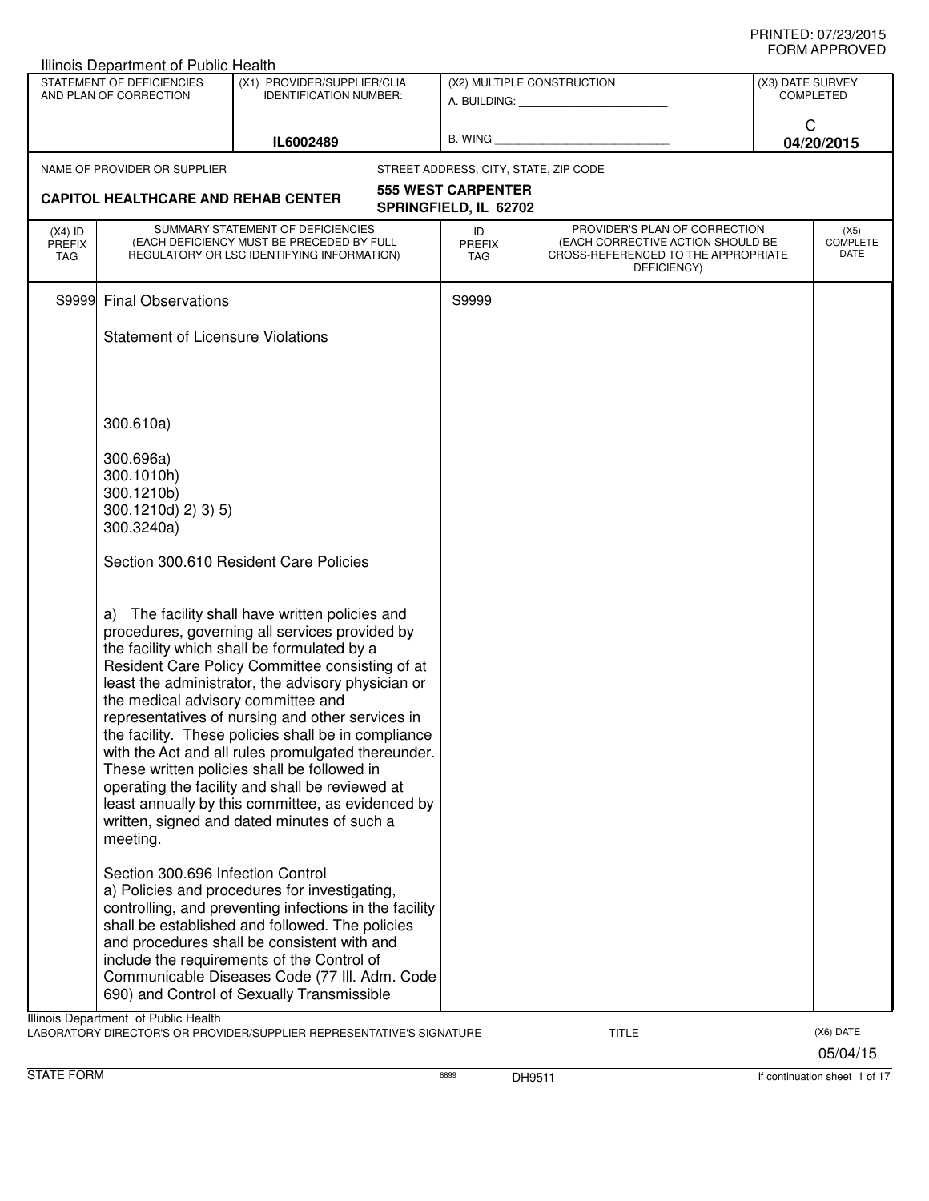PRINTED: 07/23/2015
FORM APPROVED

Illinois Department of Public Health

| STATEMENT OF DEFICIENCIES AND PLAN OF CORRECTION | (X1) PROVIDER/SUPPLIER/CLIA IDENTIFICATION NUMBER: | (X2) MULTIPLE CONSTRUCTION | (X3) DATE SURVEY COMPLETED |
|---|---|---|---|
| | IL6002489 | A. BUILDING: ______ B. WING ______ | C 04/20/2015 |

NAME OF PROVIDER OR SUPPLIER: **CAPITOL HEALTHCARE AND REHAB CENTER**

STREET ADDRESS, CITY, STATE, ZIP CODE: **555 WEST CARPENTER SPRINGFIELD, IL 62702**

| (X4) ID PREFIX TAG | SUMMARY STATEMENT OF DEFICIENCIES (EACH DEFICIENCY MUST BE PRECEDED BY FULL REGULATORY OR LSC IDENTIFYING INFORMATION) | ID PREFIX TAG | PROVIDER'S PLAN OF CORRECTION (EACH CORRECTIVE ACTION SHOULD BE CROSS-REFERENCED TO THE APPROPRIATE DEFICIENCY) | (X5) COMPLETE DATE |
|---|---|---|---|---|
| S9999 | Final Observations | S9999 | | |

Statement of Licensure Violations

300.610a)

300.696a)
300.1010h)
300.1210b)
300.1210d) 2) 3) 5)
300.3240a)

Section 300.610 Resident Care Policies

a) The facility shall have written policies and procedures, governing all services provided by the facility which shall be formulated by a Resident Care Policy Committee consisting of at least the administrator, the advisory physician or the medical advisory committee and representatives of nursing and other services in the facility. These policies shall be in compliance with the Act and all rules promulgated thereunder. These written policies shall be followed in operating the facility and shall be reviewed at least annually by this committee, as evidenced by written, signed and dated minutes of such a meeting.

Section 300.696 Infection Control
a) Policies and procedures for investigating, controlling, and preventing infections in the facility shall be established and followed. The policies and procedures shall be consistent with and include the requirements of the Control of Communicable Diseases Code (77 Ill. Adm. Code 690) and Control of Sexually Transmissible

Illinois Department of Public Health
LABORATORY DIRECTOR'S OR PROVIDER/SUPPLIER REPRESENTATIVE'S SIGNATURE | TITLE | (X6) DATE 05/04/15

STATE FORM 6899 DH9511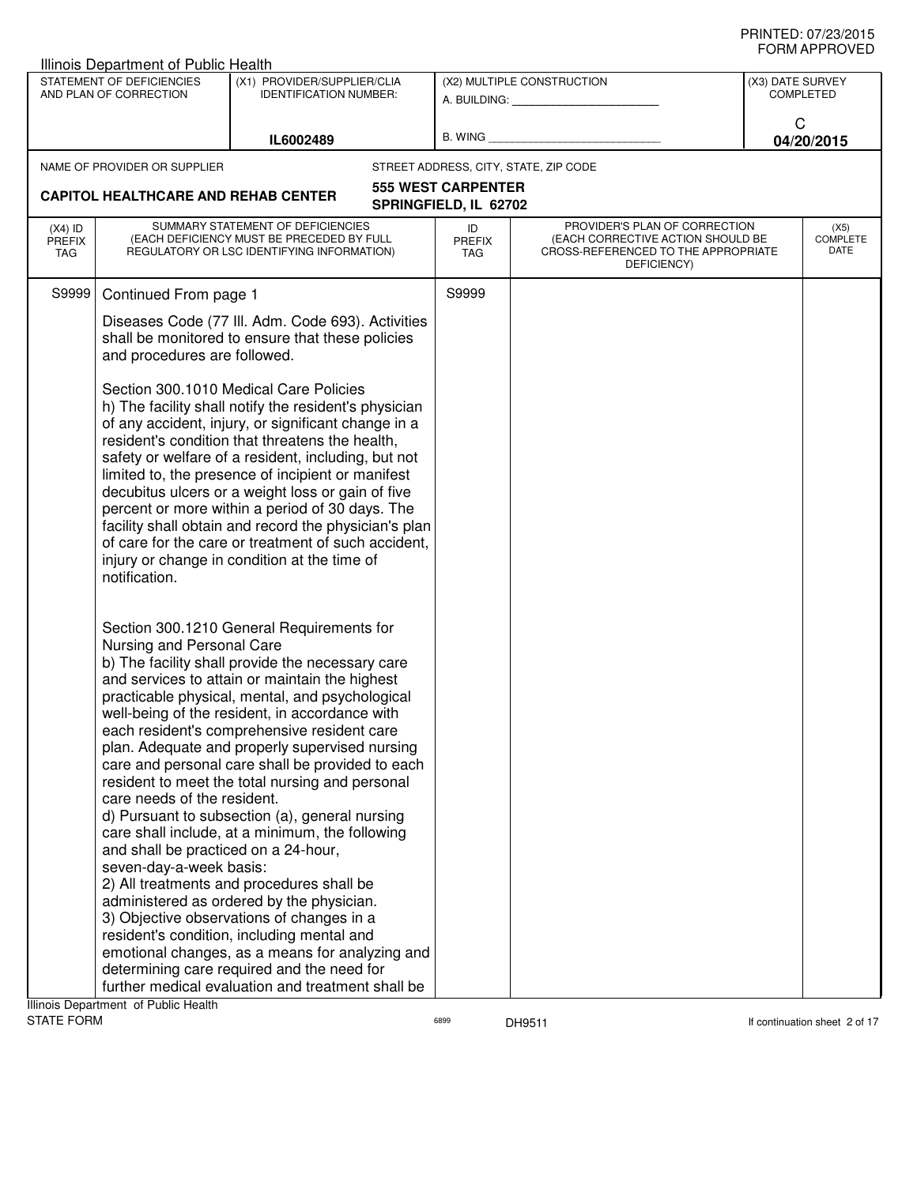Illinois Department of Public Health

| STATEMENT OF DEFICIENCIES AND PLAN OF CORRECTION | (X1) PROVIDER/SUPPLIER/CLIA IDENTIFICATION NUMBER: | (X2) MULTIPLE CONSTRUCTION | (X3) DATE SURVEY COMPLETED |
|---|---|---|---|
| | IL6002489 | A. BUILDING: _______ B. WING _______ | C 04/20/2015 |

NAME OF PROVIDER OR SUPPLIER: **CAPITOL HEALTHCARE AND REHAB CENTER**

STREET ADDRESS, CITY, STATE, ZIP CODE: **555 WEST CARPENTER, SPRINGFIELD, IL 62702**

| (X4) ID PREFIX TAG | SUMMARY STATEMENT OF DEFICIENCIES (EACH DEFICIENCY MUST BE PRECEDED BY FULL REGULATORY OR LSC IDENTIFYING INFORMATION) | ID PREFIX TAG | PROVIDER'S PLAN OF CORRECTION (EACH CORRECTIVE ACTION SHOULD BE CROSS-REFERENCED TO THE APPROPRIATE DEFICIENCY) | (X5) COMPLETE DATE |
|---|---|---|---|---|
| S9999 | Continued From page 1 | S9999 | | |

Diseases Code (77 Ill. Adm. Code 693). Activities shall be monitored to ensure that these policies and procedures are followed.

Section 300.1010 Medical Care Policies
h) The facility shall notify the resident's physician of any accident, injury, or significant change in a resident's condition that threatens the health, safety or welfare of a resident, including, but not limited to, the presence of incipient or manifest decubitus ulcers or a weight loss or gain of five percent or more within a period of 30 days. The facility shall obtain and record the physician's plan of care for the care or treatment of such accident, injury or change in condition at the time of notification.

Section 300.1210 General Requirements for Nursing and Personal Care
b) The facility shall provide the necessary care and services to attain or maintain the highest practicable physical, mental, and psychological well-being of the resident, in accordance with each resident's comprehensive resident care plan. Adequate and properly supervised nursing care and personal care shall be provided to each resident to meet the total nursing and personal care needs of the resident.
d) Pursuant to subsection (a), general nursing care shall include, at a minimum, the following and shall be practiced on a 24-hour, seven-day-a-week basis:
2) All treatments and procedures shall be administered as ordered by the physician.
3) Objective observations of changes in a resident's condition, including mental and emotional changes, as a means for analyzing and determining care required and the need for further medical evaluation and treatment shall be

Illinois Department of Public Health
STATE FORM 6899 DH9511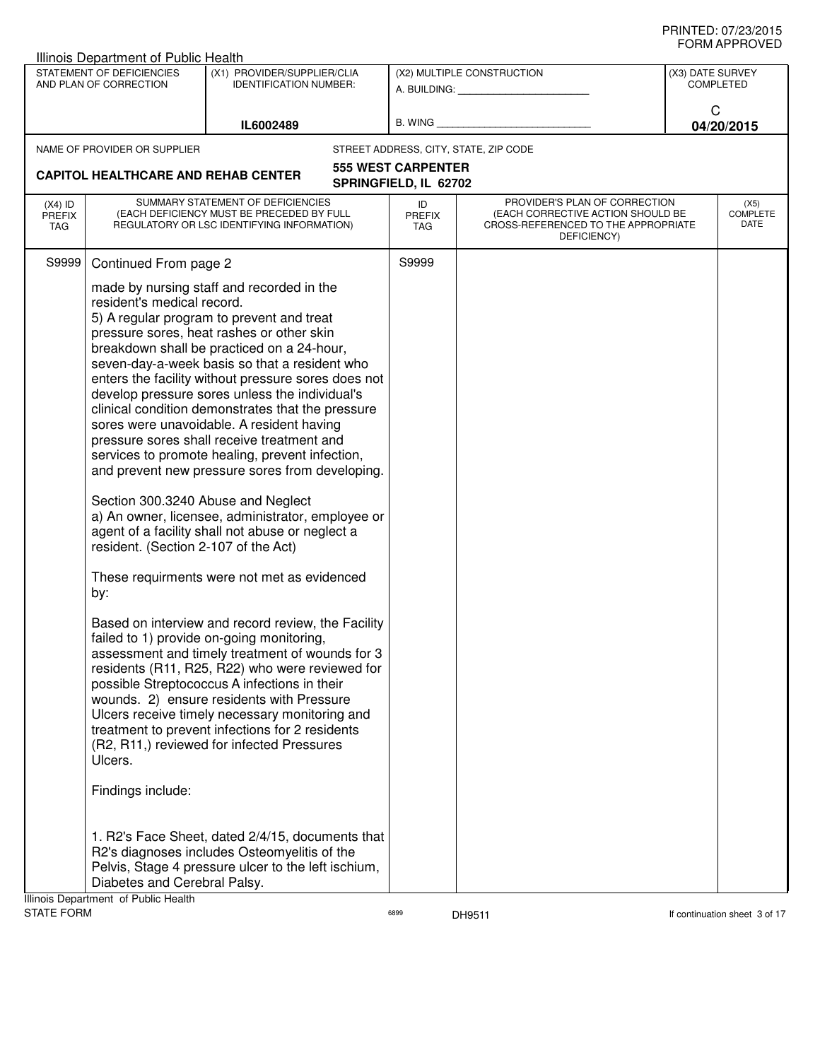Illinois Department of Public Health

| STATEMENT OF DEFICIENCIES AND PLAN OF CORRECTION | (X1) PROVIDER/SUPPLIER/CLIA IDENTIFICATION NUMBER: | (X2) MULTIPLE CONSTRUCTION | (X3) DATE SURVEY COMPLETED |
|---|---|---|---|
| | IL6002489 | A. BUILDING: ______ B. WING ______ | C 04/20/2015 |

NAME OF PROVIDER OR SUPPLIER: **CAPITOL HEALTHCARE AND REHAB CENTER**

STREET ADDRESS, CITY, STATE, ZIP CODE: **555 WEST CARPENTER SPRINGFIELD, IL 62702**

| (X4) ID PREFIX TAG | SUMMARY STATEMENT OF DEFICIENCIES (EACH DEFICIENCY MUST BE PRECEDED BY FULL REGULATORY OR LSC IDENTIFYING INFORMATION) | ID PREFIX TAG | PROVIDER'S PLAN OF CORRECTION (EACH CORRECTIVE ACTION SHOULD BE CROSS-REFERENCED TO THE APPROPRIATE DEFICIENCY) | (X5) COMPLETE DATE |
|---|---|---|---|---|
| S9999 | Continued From page 2 | S9999 | | |

made by nursing staff and recorded in the resident's medical record.

5) A regular program to prevent and treat pressure sores, heat rashes or other skin breakdown shall be practiced on a 24-hour, seven-day-a-week basis so that a resident who enters the facility without pressure sores does not develop pressure sores unless the individual's clinical condition demonstrates that the pressure sores were unavoidable. A resident having pressure sores shall receive treatment and services to promote healing, prevent infection, and prevent new pressure sores from developing.

Section 300.3240 Abuse and Neglect

a) An owner, licensee, administrator, employee or agent of a facility shall not abuse or neglect a resident. (Section 2-107 of the Act)

These requirments were not met as evidenced by:

Based on interview and record review, the Facility failed to 1) provide on-going monitoring, assessment and timely treatment of wounds for 3 residents (R11, R25, R22) who were reviewed for possible Streptococcus A infections in their wounds. 2) ensure residents with Pressure Ulcers receive timely necessary monitoring and treatment to prevent infections for 2 residents (R2, R11,) reviewed for infected Pressures Ulcers.

Findings include:

1. R2's Face Sheet, dated 2/4/15, documents that R2's diagnoses includes Osteomyelitis of the Pelvis, Stage 4 pressure ulcer to the left ischium, Diabetes and Cerebral Palsy.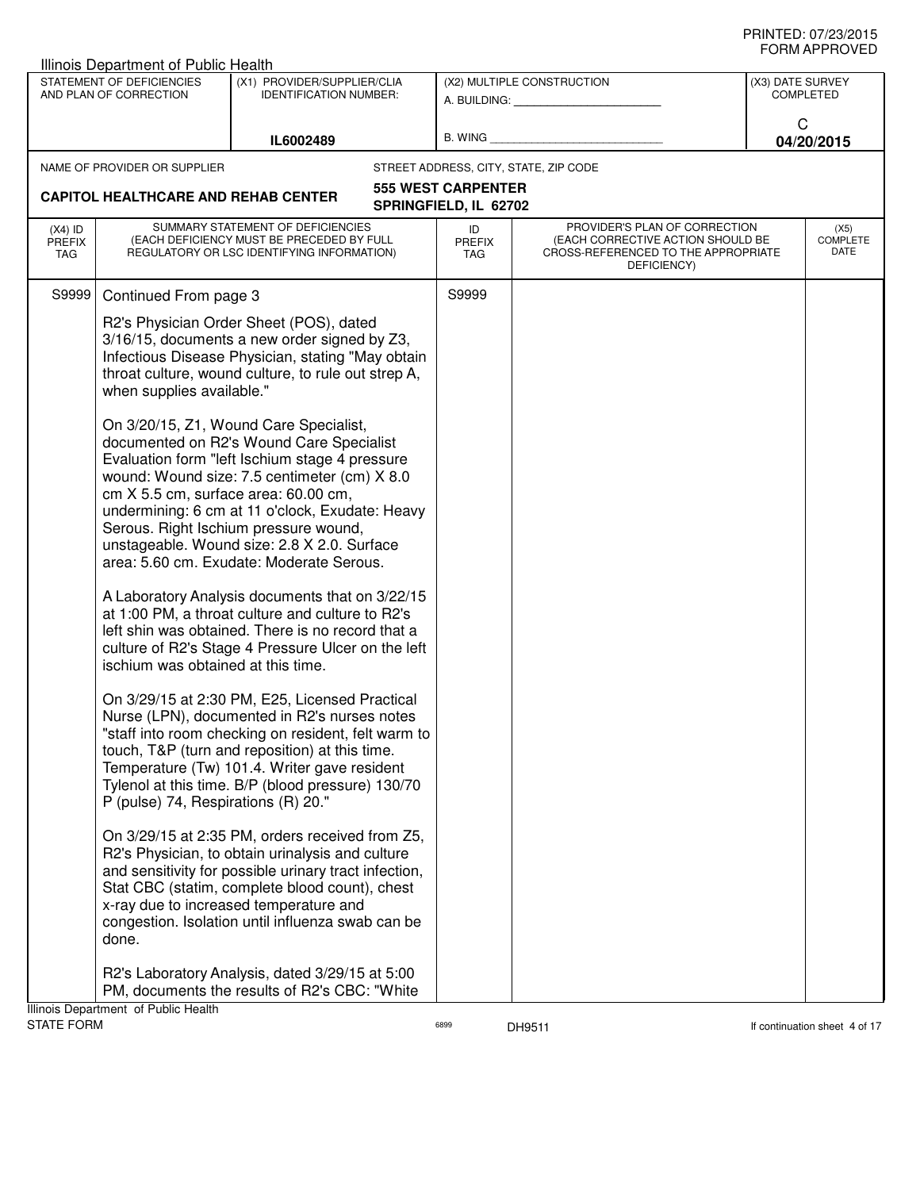| (X4) ID PREFIX TAG | SUMMARY STATEMENT OF DEFICIENCIES (EACH DEFICIENCY MUST BE PRECEDED BY FULL REGULATORY OR LSC IDENTIFYING INFORMATION) | ID PREFIX TAG | PROVIDER'S PLAN OF CORRECTION (EACH CORRECTIVE ACTION SHOULD BE CROSS-REFERENCED TO THE APPROPRIATE DEFICIENCY) | (X5) COMPLETE DATE |
|---|---|---|---|---|
| S9999 | Continued From page 3 | S9999 | | |

R2's Physician Order Sheet (POS), dated 3/16/15, documents a new order signed by Z3, Infectious Disease Physician, stating "May obtain throat culture, wound culture, to rule out strep A, when supplies available."

On 3/20/15, Z1, Wound Care Specialist, documented on R2's Wound Care Specialist Evaluation form "left Ischium stage 4 pressure wound: Wound size: 7.5 centimeter (cm) X 8.0 cm X 5.5 cm, surface area: 60.00 cm, undermining: 6 cm at 11 o'clock, Exudate: Heavy Serous. Right Ischium pressure wound, unstageable. Wound size: 2.8 X 2.0. Surface area: 5.60 cm. Exudate: Moderate Serous.

A Laboratory Analysis documents that on 3/22/15 at 1:00 PM, a throat culture and culture to R2's left shin was obtained. There is no record that a culture of R2's Stage 4 Pressure Ulcer on the left ischium was obtained at this time.

On 3/29/15 at 2:30 PM, E25, Licensed Practical Nurse (LPN), documented in R2's nurses notes "staff into room checking on resident, felt warm to touch, T&P (turn and reposition) at this time. Temperature (Tw) 101.4. Writer gave resident Tylenol at this time. B/P (blood pressure) 130/70 P (pulse) 74, Respirations (R) 20."

On 3/29/15 at 2:35 PM, orders received from Z5, R2's Physician, to obtain urinalysis and culture and sensitivity for possible urinary tract infection, Stat CBC (statim, complete blood count), chest x-ray due to increased temperature and congestion. Isolation until influenza swab can be done.

R2's Laboratory Analysis, dated 3/29/15 at 5:00 PM, documents the results of R2's CBC: "White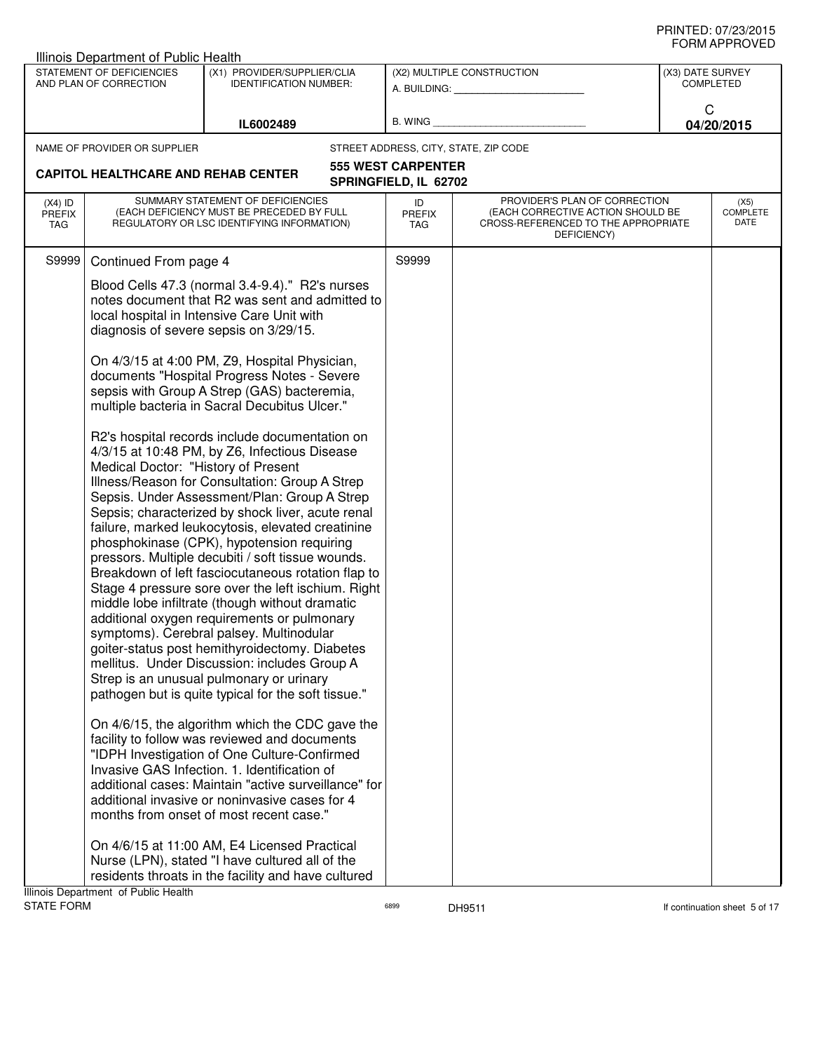Illinois Department of Public Health

| STATEMENT OF DEFICIENCIES AND PLAN OF CORRECTION | (X1) PROVIDER/SUPPLIER/CLIA IDENTIFICATION NUMBER: | (X2) MULTIPLE CONSTRUCTION | (X3) DATE SURVEY COMPLETED |
|---|---|---|---|
| | IL6002489 | A. BUILDING: ______ B. WING ______ | C 04/20/2015 |

NAME OF PROVIDER OR SUPPLIER: **CAPITOL HEALTHCARE AND REHAB CENTER**

STREET ADDRESS, CITY, STATE, ZIP CODE: **555 WEST CARPENTER SPRINGFIELD, IL 62702**

| (X4) ID PREFIX TAG | SUMMARY STATEMENT OF DEFICIENCIES (EACH DEFICIENCY MUST BE PRECEDED BY FULL REGULATORY OR LSC IDENTIFYING INFORMATION) | ID PREFIX TAG | PROVIDER'S PLAN OF CORRECTION (EACH CORRECTIVE ACTION SHOULD BE CROSS-REFERENCED TO THE APPROPRIATE DEFICIENCY) | (X5) COMPLETE DATE |
|---|---|---|---|---|
| S9999 | Continued From page 4 | S9999 | | |

Blood Cells 47.3 (normal 3.4-9.4)." R2's nurses notes document that R2 was sent and admitted to local hospital in Intensive Care Unit with diagnosis of severe sepsis on 3/29/15.

On 4/3/15 at 4:00 PM, Z9, Hospital Physician, documents "Hospital Progress Notes - Severe sepsis with Group A Strep (GAS) bacteremia, multiple bacteria in Sacral Decubitus Ulcer."

R2's hospital records include documentation on 4/3/15 at 10:48 PM, by Z6, Infectious Disease Medical Doctor: "History of Present Illness/Reason for Consultation: Group A Strep Sepsis. Under Assessment/Plan: Group A Strep Sepsis; characterized by shock liver, acute renal failure, marked leukocytosis, elevated creatinine phosphokinase (CPK), hypotension requiring pressors. Multiple decubiti / soft tissue wounds. Breakdown of left fasciocutaneous rotation flap to Stage 4 pressure sore over the left ischium. Right middle lobe infiltrate (though without dramatic additional oxygen requirements or pulmonary symptoms). Cerebral palsy. Multinodular goiter-status post hemithyroidectomy. Diabetes mellitus. Under Discussion: includes Group A Strep is an unusual pulmonary or urinary pathogen but is quite typical for the soft tissue."

On 4/6/15, the algorithm which the CDC gave the facility to follow was reviewed and documents "IDPH Investigation of One Culture-Confirmed Invasive GAS Infection. 1. Identification of additional cases: Maintain "active surveillance" for additional invasive or noninvasive cases for 4 months from onset of most recent case."

On 4/6/15 at 11:00 AM, E4 Licensed Practical Nurse (LPN), stated "I have cultured all of the residents throats in the facility and have cultured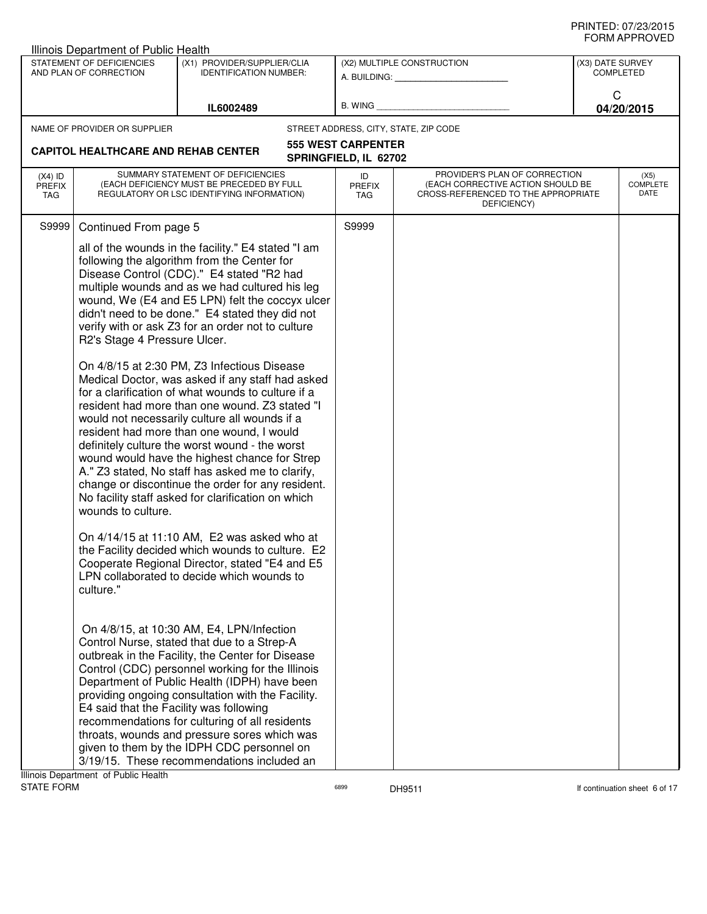Illinois Department of Public Health

| STATEMENT OF DEFICIENCIES AND PLAN OF CORRECTION | (X1) PROVIDER/SUPPLIER/CLIA IDENTIFICATION NUMBER: | (X2) MULTIPLE CONSTRUCTION | (X3) DATE SURVEY COMPLETED |
|---|---|---|---|
| | IL6002489 | A. BUILDING: ______ B. WING ______ | C 04/20/2015 |

NAME OF PROVIDER OR SUPPLIER: **CAPITOL HEALTHCARE AND REHAB CENTER**

STREET ADDRESS, CITY, STATE, ZIP CODE: **555 WEST CARPENTER SPRINGFIELD, IL 62702**

| (X4) ID PREFIX TAG | SUMMARY STATEMENT OF DEFICIENCIES (EACH DEFICIENCY MUST BE PRECEDED BY FULL REGULATORY OR LSC IDENTIFYING INFORMATION) | ID PREFIX TAG | PROVIDER'S PLAN OF CORRECTION (EACH CORRECTIVE ACTION SHOULD BE CROSS-REFERENCED TO THE APPROPRIATE DEFICIENCY) | (X5) COMPLETE DATE |
|---|---|---|---|---|
| S9999 | Continued From page 5 | S9999 | | |

all of the wounds in the facility." E4 stated "I am following the algorithm from the Center for Disease Control (CDC)." E4 stated "R2 had multiple wounds and as we had cultured his leg wound, We (E4 and E5 LPN) felt the coccyx ulcer didn't need to be done." E4 stated they did not verify with or ask Z3 for an order not to culture R2's Stage 4 Pressure Ulcer.

On 4/8/15 at 2:30 PM, Z3 Infectious Disease Medical Doctor, was asked if any staff had asked for a clarification of what wounds to culture if a resident had more than one wound. Z3 stated "I would not necessarily culture all wounds if a resident had more than one wound, I would definitely culture the worst wound - the worst wound would have the highest chance for Strep A." Z3 stated, No staff has asked me to clarify, change or discontinue the order for any resident. No facility staff asked for clarification on which wounds to culture.

On 4/14/15 at 11:10 AM, E2 was asked who at the Facility decided which wounds to culture. E2 Cooperate Regional Director, stated "E4 and E5 LPN collaborated to decide which wounds to culture."

On 4/8/15, at 10:30 AM, E4, LPN/Infection Control Nurse, stated that due to a Strep-A outbreak in the Facility, the Center for Disease Control (CDC) personnel working for the Illinois Department of Public Health (IDPH) have been providing ongoing consultation with the Facility. E4 said that the Facility was following recommendations for culturing of all residents throats, wounds and pressure sores which was given to them by the IDPH CDC personnel on 3/19/15. These recommendations included an

Illinois Department of Public Health
STATE FORM 6899 DH9511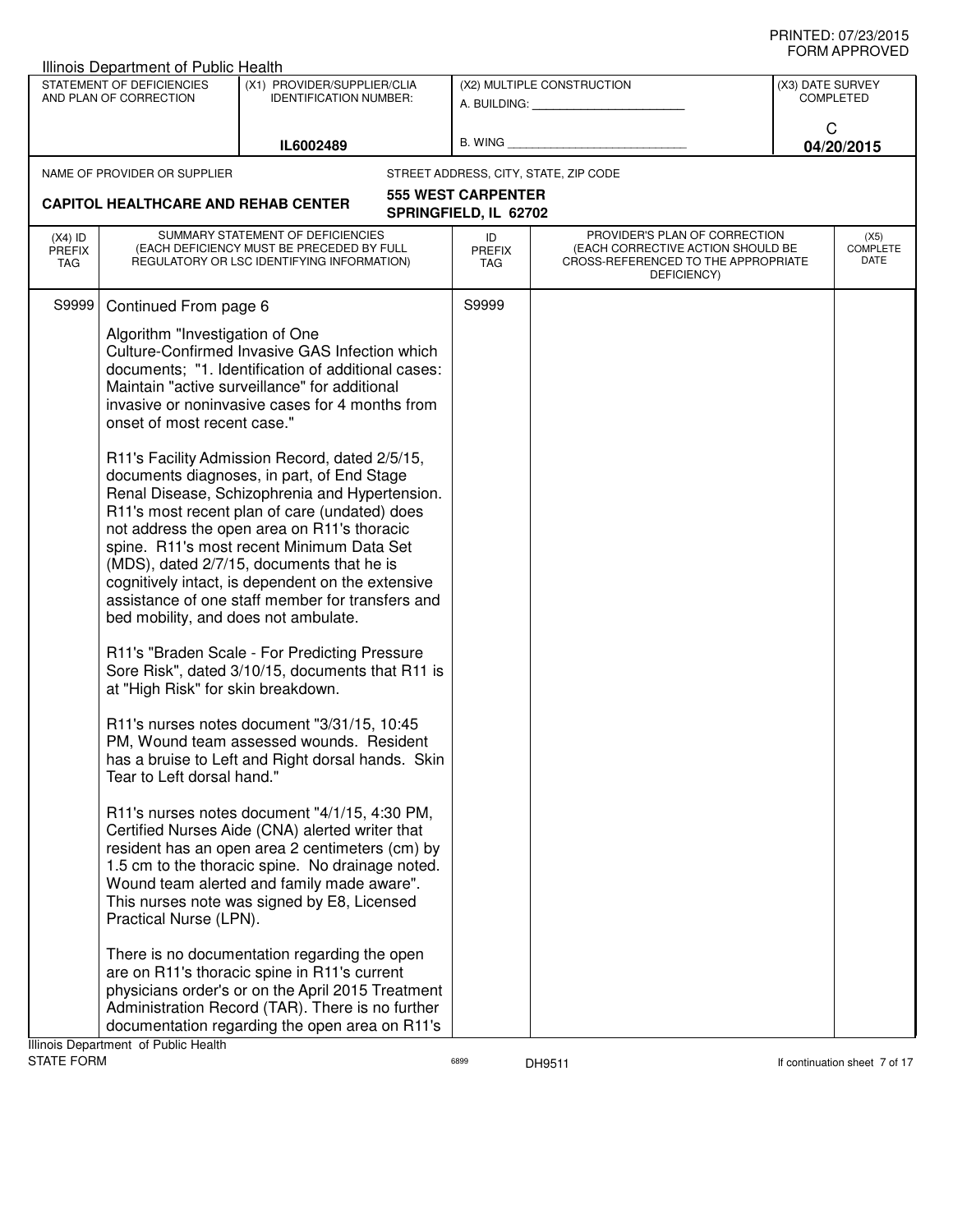PRINTED: 07/23/2015
FORM APPROVED

Illinois Department of Public Health

| STATEMENT OF DEFICIENCIES AND PLAN OF CORRECTION | (X1) PROVIDER/SUPPLIER/CLIA IDENTIFICATION NUMBER: | (X2) MULTIPLE CONSTRUCTION | (X3) DATE SURVEY COMPLETED |
|---|---|---|---|
| | IL6002489 | A. BUILDING: ______ B. WING ______ | C 04/20/2015 |

NAME OF PROVIDER OR SUPPLIER: **CAPITOL HEALTHCARE AND REHAB CENTER**

STREET ADDRESS, CITY, STATE, ZIP CODE: **555 WEST CARPENTER SPRINGFIELD, IL 62702**

| (X4) ID PREFIX TAG | SUMMARY STATEMENT OF DEFICIENCIES (EACH DEFICIENCY MUST BE PRECEDED BY FULL REGULATORY OR LSC IDENTIFYING INFORMATION) | ID PREFIX TAG | PROVIDER'S PLAN OF CORRECTION (EACH CORRECTIVE ACTION SHOULD BE CROSS-REFERENCED TO THE APPROPRIATE DEFICIENCY) | (X5) COMPLETE DATE |
|---|---|---|---|---|
| S9999 | Continued From page 6 | S9999 | | |

Algorithm "Investigation of One Culture-Confirmed Invasive GAS Infection which documents; "1. Identification of additional cases: Maintain "active surveillance" for additional invasive or noninvasive cases for 4 months from onset of most recent case."

R11's Facility Admission Record, dated 2/5/15, documents diagnoses, in part, of End Stage Renal Disease, Schizophrenia and Hypertension. R11's most recent plan of care (undated) does not address the open area on R11's thoracic spine. R11's most recent Minimum Data Set (MDS), dated 2/7/15, documents that he is cognitively intact, is dependent on the extensive assistance of one staff member for transfers and bed mobility, and does not ambulate.

R11's "Braden Scale - For Predicting Pressure Sore Risk", dated 3/10/15, documents that R11 is at "High Risk" for skin breakdown.

R11's nurses notes document "3/31/15, 10:45 PM, Wound team assessed wounds. Resident has a bruise to Left and Right dorsal hands. Skin Tear to Left dorsal hand."

R11's nurses notes document "4/1/15, 4:30 PM, Certified Nurses Aide (CNA) alerted writer that resident has an open area 2 centimeters (cm) by 1.5 cm to the thoracic spine. No drainage noted. Wound team alerted and family made aware". This nurses note was signed by E8, Licensed Practical Nurse (LPN).

There is no documentation regarding the open are on R11's thoracic spine in R11's current physicians order's or on the April 2015 Treatment Administration Record (TAR). There is no further documentation regarding the open area on R11's

Illinois Department of Public Health
STATE FORM 6899 DH9511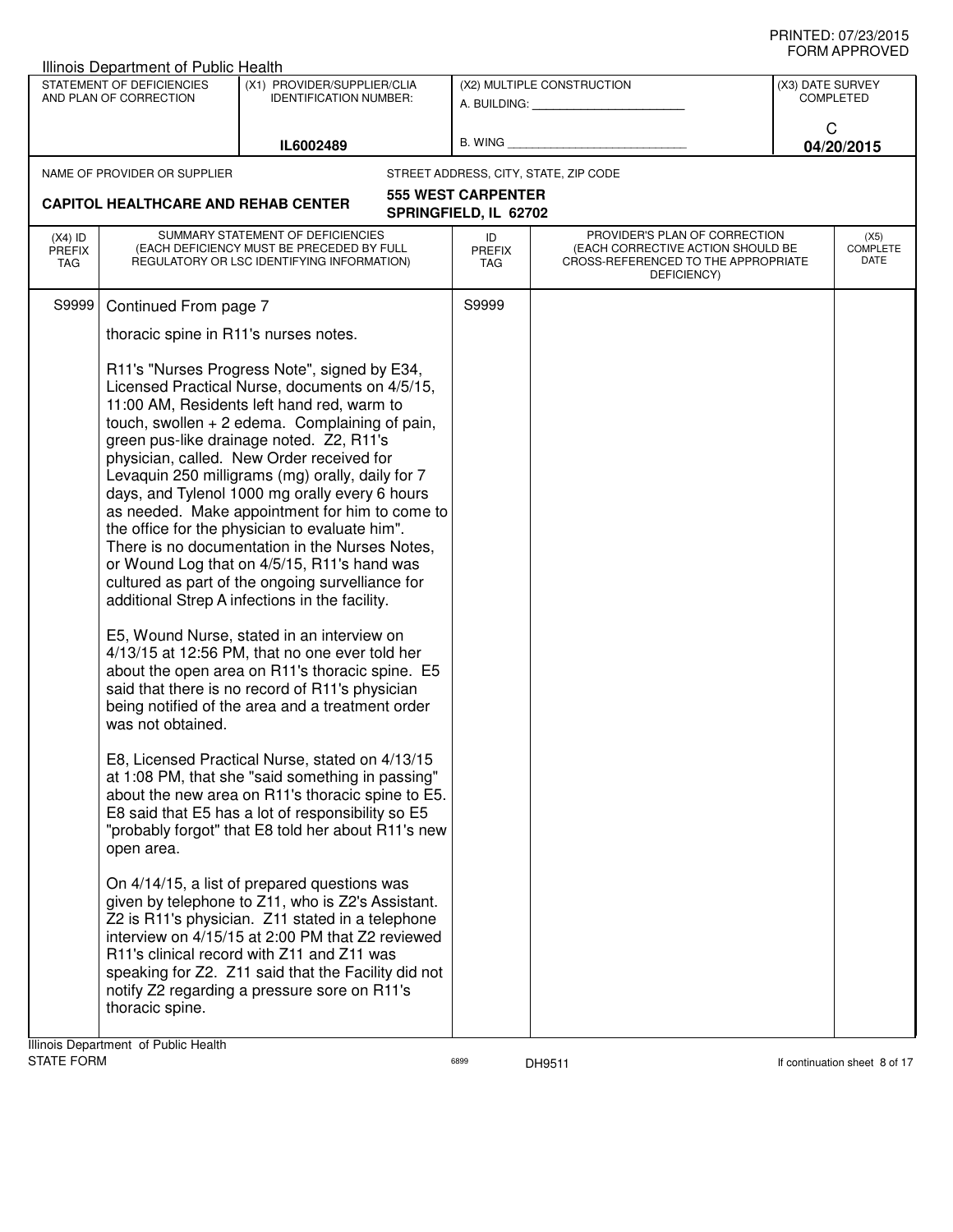| (X4) ID PREFIX TAG | SUMMARY STATEMENT OF DEFICIENCIES (EACH DEFICIENCY MUST BE PRECEDED BY FULL REGULATORY OR LSC IDENTIFYING INFORMATION) | ID PREFIX TAG | PROVIDER'S PLAN OF CORRECTION (EACH CORRECTIVE ACTION SHOULD BE CROSS-REFERENCED TO THE APPROPRIATE DEFICIENCY) | (X5) COMPLETE DATE |
|---|---|---|---|---|
| S9999 | Continued From page 7 | S9999 | | |

thoracic spine in R11's nurses notes.

R11's "Nurses Progress Note", signed by E34, Licensed Practical Nurse, documents on 4/5/15, 11:00 AM, Residents left hand red, warm to touch, swollen + 2 edema. Complaining of pain, green pus-like drainage noted. Z2, R11's physician, called. New Order received for Levaquin 250 milligrams (mg) orally, daily for 7 days, and Tylenol 1000 mg orally every 6 hours as needed. Make appointment for him to come to the office for the physician to evaluate him". There is no documentation in the Nurses Notes, or Wound Log that on 4/5/15, R11's hand was cultured as part of the ongoing surveillance for additional Strep A infections in the facility.

E5, Wound Nurse, stated in an interview on 4/13/15 at 12:56 PM, that no one ever told her about the open area on R11's thoracic spine. E5 said that there is no record of R11's physician being notified of the area and a treatment order was not obtained.

E8, Licensed Practical Nurse, stated on 4/13/15 at 1:08 PM, that she "said something in passing" about the new area on R11's thoracic spine to E5. E8 said that E5 has a lot of responsibility so E5 "probably forgot" that E8 told her about R11's new open area.

On 4/14/15, a list of prepared questions was given by telephone to Z11, who is Z2's Assistant. Z2 is R11's physician. Z11 stated in a telephone interview on 4/15/15 at 2:00 PM that Z2 reviewed R11's clinical record with Z11 and Z11 was speaking for Z2. Z11 said that the Facility did not notify Z2 regarding a pressure sore on R11's thoracic spine.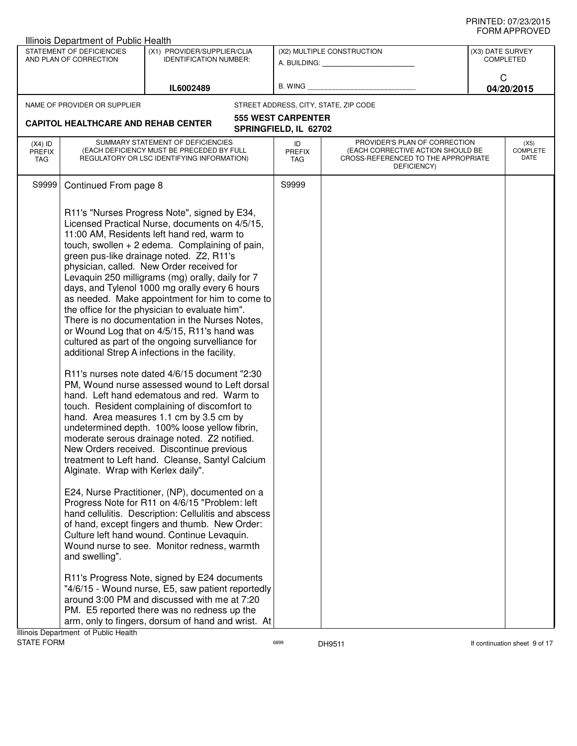Illinois Department of Public Health

| STATEMENT OF DEFICIENCIES AND PLAN OF CORRECTION | (X1) PROVIDER/SUPPLIER/CLIA IDENTIFICATION NUMBER: | (X2) MULTIPLE CONSTRUCTION | (X3) DATE SURVEY COMPLETED |
|---|---|---|---|
| | IL6002489 | A. BUILDING: ______ B. WING ______ | C 04/20/2015 |

NAME OF PROVIDER OR SUPPLIER: **CAPITOL HEALTHCARE AND REHAB CENTER**

STREET ADDRESS, CITY, STATE, ZIP CODE: **555 WEST CARPENTER SPRINGFIELD, IL 62702**

| (X4) ID PREFIX TAG | SUMMARY STATEMENT OF DEFICIENCIES (EACH DEFICIENCY MUST BE PRECEDED BY FULL REGULATORY OR LSC IDENTIFYING INFORMATION) | ID PREFIX TAG | PROVIDER'S PLAN OF CORRECTION (EACH CORRECTIVE ACTION SHOULD BE CROSS-REFERENCED TO THE APPROPRIATE DEFICIENCY) | (X5) COMPLETE DATE |
|---|---|---|---|---|
| S9999 | Continued From page 8<br><br>R11's "Nurses Progress Note", signed by E34, Licensed Practical Nurse, documents on 4/5/15, 11:00 AM, Residents left hand red, warm to touch, swollen + 2 edema. Complaining of pain, green pus-like drainage noted. Z2, R11's physician, called. New Order received for Levaquin 250 milligrams (mg) orally, daily for 7 days, and Tylenol 1000 mg orally every 6 hours as needed. Make appointment for him to come to the office for the physician to evaluate him". There is no documentation in the Nurses Notes, or Wound Log that on 4/5/15, R11's hand was cultured as part of the ongoing surveillance for additional Strep A infections in the facility.<br><br>R11's nurses note dated 4/6/15 document "2:30 PM, Wound nurse assessed wound to Left dorsal hand. Left hand edematous and red. Warm to touch. Resident complaining of discomfort to hand. Area measures 1.1 cm by 3.5 cm by undetermined depth. 100% loose yellow fibrin, moderate serous drainage noted. Z2 notified. New Orders received. Discontinue previous treatment to Left hand. Cleanse, Santyl Calcium Alginate. Wrap with Kerlex daily".<br><br>E24, Nurse Practitioner, (NP), documented on a Progress Note for R11 on 4/6/15 "Problem: left hand cellulitis. Description: Cellulitis and abscess of hand, except fingers and thumb. New Order: Culture left hand wound. Continue Levaquin. Wound nurse to see. Monitor redness, warmth and swelling".<br><br>R11's Progress Note, signed by E24 documents "4/6/15 - Wound nurse, E5, saw patient reportedly around 3:00 PM and discussed with me at 7:20 PM. E5 reported there was no redness up the arm, only to fingers, dorsum of hand and wrist. At | S9999 | | |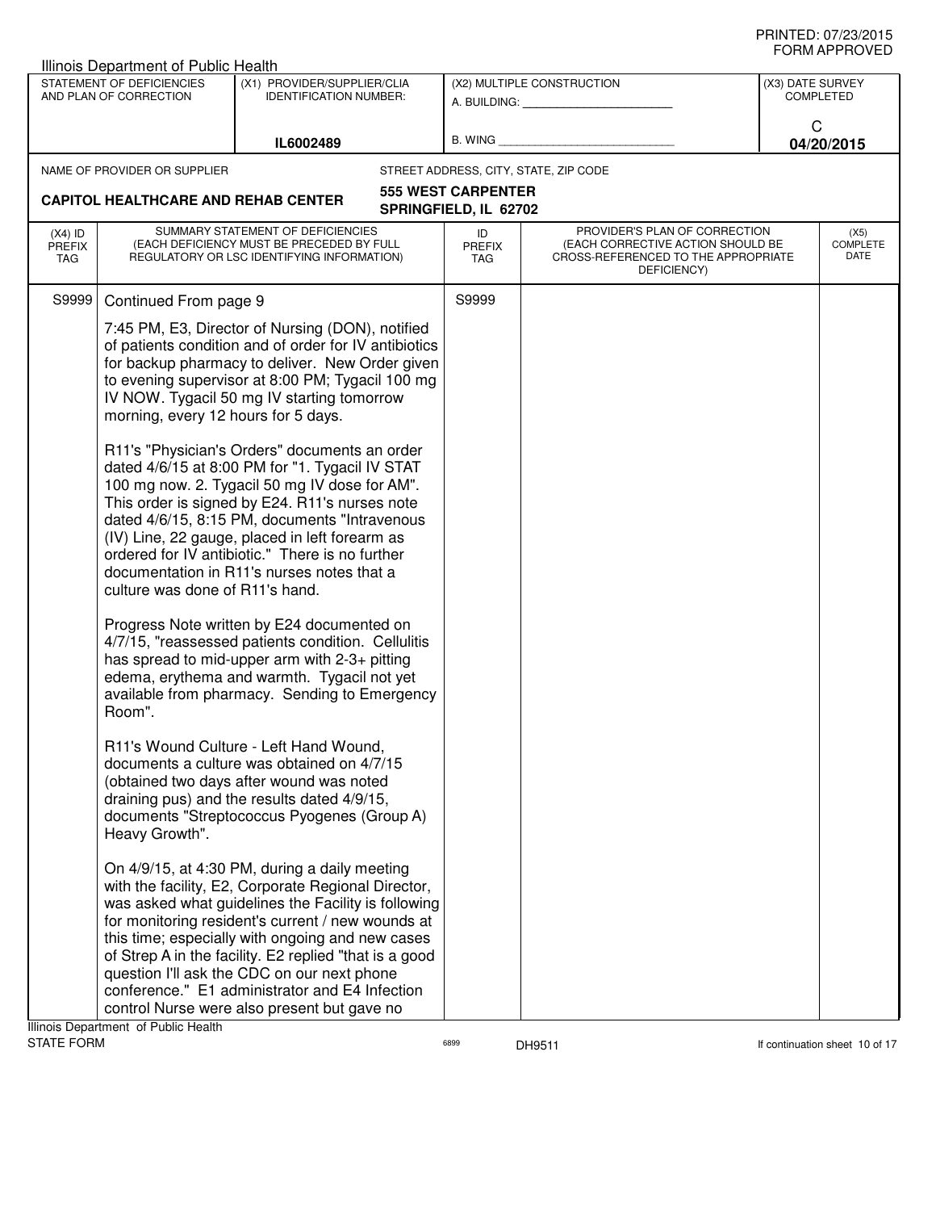PRINTED: 07/23/2015
FORM APPROVED

Illinois Department of Public Health

| STATEMENT OF DEFICIENCIES AND PLAN OF CORRECTION | (X1) PROVIDER/SUPPLIER/CLIA IDENTIFICATION NUMBER: | (X2) MULTIPLE CONSTRUCTION | (X3) DATE SURVEY COMPLETED |
|---|---|---|---|
| | IL6002489 | A. BUILDING: ______ B. WING ______ | C 04/20/2015 |

NAME OF PROVIDER OR SUPPLIER: **CAPITOL HEALTHCARE AND REHAB CENTER**

STREET ADDRESS, CITY, STATE, ZIP CODE: **555 WEST CARPENTER, SPRINGFIELD, IL 62702**

| (X4) ID PREFIX TAG | SUMMARY STATEMENT OF DEFICIENCIES (EACH DEFICIENCY MUST BE PRECEDED BY FULL REGULATORY OR LSC IDENTIFYING INFORMATION) | ID PREFIX TAG | PROVIDER'S PLAN OF CORRECTION (EACH CORRECTIVE ACTION SHOULD BE CROSS-REFERENCED TO THE APPROPRIATE DEFICIENCY) | (X5) COMPLETE DATE |
|---|---|---|---|---|
| S9999 | Continued From page 9 | S9999 | | |

7:45 PM, E3, Director of Nursing (DON), notified of patients condition and of order for IV antibiotics for backup pharmacy to deliver. New Order given to evening supervisor at 8:00 PM; Tygacil 100 mg IV NOW. Tygacil 50 mg IV starting tomorrow morning, every 12 hours for 5 days.

R11's "Physician's Orders" documents an order dated 4/6/15 at 8:00 PM for "1. Tygacil IV STAT 100 mg now. 2. Tygacil 50 mg IV dose for AM". This order is signed by E24. R11's nurses note dated 4/6/15, 8:15 PM, documents "Intravenous (IV) Line, 22 gauge, placed in left forearm as ordered for IV antibiotic." There is no further documentation in R11's nurses notes that a culture was done of R11's hand.

Progress Note written by E24 documented on 4/7/15, "reassessed patients condition. Cellulitis has spread to mid-upper arm with 2-3+ pitting edema, erythema and warmth. Tygacil not yet available from pharmacy. Sending to Emergency Room".

R11's Wound Culture - Left Hand Wound, documents a culture was obtained on 4/7/15 (obtained two days after wound was noted draining pus) and the results dated 4/9/15, documents "Streptococcus Pyogenes (Group A) Heavy Growth".

On 4/9/15, at 4:30 PM, during a daily meeting with the facility, E2, Corporate Regional Director, was asked what guidelines the Facility is following for monitoring resident's current / new wounds at this time; especially with ongoing and new cases of Strep A in the facility. E2 replied "that is a good question I'll ask the CDC on our next phone conference." E1 administrator and E4 Infection control Nurse were also present but gave no

Illinois Department of Public Health
STATE FORM 6899 DH9511 If continuation sheet 10 of 17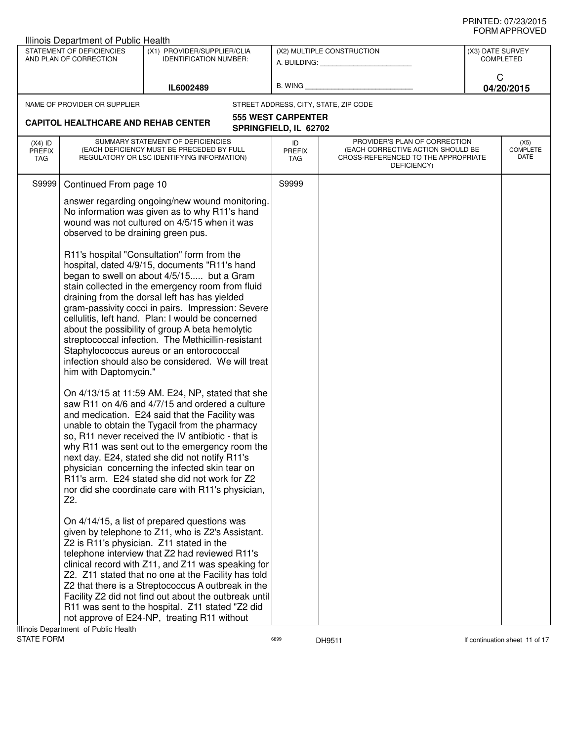Illinois Department of Public Health

| STATEMENT OF DEFICIENCIES AND PLAN OF CORRECTION | (X1) PROVIDER/SUPPLIER/CLIA IDENTIFICATION NUMBER: | (X2) MULTIPLE CONSTRUCTION | (X3) DATE SURVEY COMPLETED |
|---|---|---|---|
| | IL6002489 | A. BUILDING: ______ B. WING ______ | C 04/20/2015 |

NAME OF PROVIDER OR SUPPLIER: **CAPITOL HEALTHCARE AND REHAB CENTER**

STREET ADDRESS, CITY, STATE, ZIP CODE: **555 WEST CARPENTER SPRINGFIELD, IL 62702**

| (X4) ID PREFIX TAG | SUMMARY STATEMENT OF DEFICIENCIES (EACH DEFICIENCY MUST BE PRECEDED BY FULL REGULATORY OR LSC IDENTIFYING INFORMATION) | ID PREFIX TAG | PROVIDER'S PLAN OF CORRECTION (EACH CORRECTIVE ACTION SHOULD BE CROSS-REFERENCED TO THE APPROPRIATE DEFICIENCY) | (X5) COMPLETE DATE |
|---|---|---|---|---|
| S9999 | Continued From page 10 | S9999 | | |

answer regarding ongoing/new wound monitoring. No information was given as to why R11's hand wound was not cultured on 4/5/15 when it was observed to be draining green pus.

R11's hospital "Consultation" form from the hospital, dated 4/9/15, documents "R11's hand began to swell on about 4/5/15..... but a Gram stain collected in the emergency room from fluid draining from the dorsal left has has yielded gram-passivity cocci in pairs. Impression: Severe cellulitis, left hand. Plan: I would be concerned about the possibility of group A beta hemolytic streptococcal infection. The Methicillin-resistant Staphylococcus aureus or an entorococcal infection should also be considered. We will treat him with Daptomycin."

On 4/13/15 at 11:59 AM. E24, NP, stated that she saw R11 on 4/6 and 4/7/15 and ordered a culture and medication. E24 said that the Facility was unable to obtain the Tygacil from the pharmacy so, R11 never received the IV antibiotic - that is why R11 was sent out to the emergency room the next day. E24, stated she did not notify R11's physician concerning the infected skin tear on R11's arm. E24 stated she did not work for Z2 nor did she coordinate care with R11's physician, Z2.

On 4/14/15, a list of prepared questions was given by telephone to Z11, who is Z2's Assistant. Z2 is R11's physician. Z11 stated in the telephone interview that Z2 had reviewed R11's clinical record with Z11, and Z11 was speaking for Z2. Z11 stated that no one at the Facility has told Z2 that there is a Streptococcus A outbreak in the Facility Z2 did not find out about the outbreak until R11 was sent to the hospital. Z11 stated "Z2 did not approve of E24-NP, treating R11 without

Illinois Department of Public Health
STATE FORM 6899 DH9511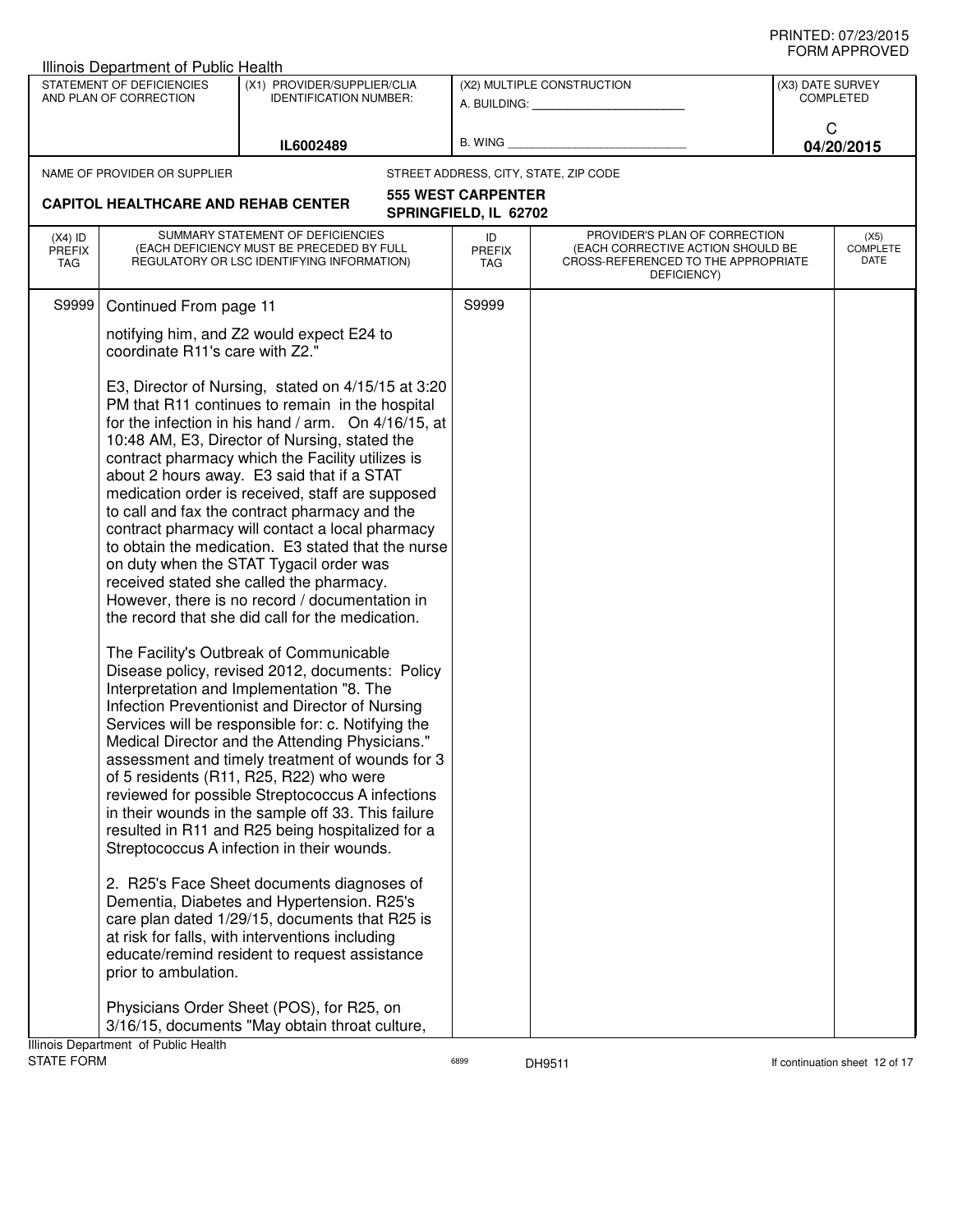Illinois Department of Public Health

| STATEMENT OF DEFICIENCIES AND PLAN OF CORRECTION | (X1) PROVIDER/SUPPLIER/CLIA IDENTIFICATION NUMBER: | (X2) MULTIPLE CONSTRUCTION | (X3) DATE SURVEY COMPLETED |
|---|---|---|---|
| | IL6002489 | A. BUILDING: ______ B. WING ______ | C 04/20/2015 |

NAME OF PROVIDER OR SUPPLIER: **CAPITOL HEALTHCARE AND REHAB CENTER**

STREET ADDRESS, CITY, STATE, ZIP CODE: **555 WEST CARPENTER, SPRINGFIELD, IL 62702**

| (X4) ID PREFIX TAG | SUMMARY STATEMENT OF DEFICIENCIES (EACH DEFICIENCY MUST BE PRECEDED BY FULL REGULATORY OR LSC IDENTIFYING INFORMATION) | ID PREFIX TAG | PROVIDER'S PLAN OF CORRECTION (EACH CORRECTIVE ACTION SHOULD BE CROSS-REFERENCED TO THE APPROPRIATE DEFICIENCY) | (X5) COMPLETE DATE |
|---|---|---|---|---|
| S9999 | Continued From page 11 | S9999 | | |

notifying him, and Z2 would expect E24 to coordinate R11's care with Z2."

E3, Director of Nursing, stated on 4/15/15 at 3:20 PM that R11 continues to remain in the hospital for the infection in his hand / arm. On 4/16/15, at 10:48 AM, E3, Director of Nursing, stated the contract pharmacy which the Facility utilizes is about 2 hours away. E3 said that if a STAT medication order is received, staff are supposed to call and fax the contract pharmacy and the contract pharmacy will contact a local pharmacy to obtain the medication. E3 stated that the nurse on duty when the STAT Tygacil order was received stated she called the pharmacy. However, there is no record / documentation in the record that she did call for the medication.

The Facility's Outbreak of Communicable Disease policy, revised 2012, documents: Policy Interpretation and Implementation "8. The Infection Preventionist and Director of Nursing Services will be responsible for: c. Notifying the Medical Director and the Attending Physicians." assessment and timely treatment of wounds for 3 of 5 residents (R11, R25, R22) who were reviewed for possible Streptococcus A infections in their wounds in the sample off 33. This failure resulted in R11 and R25 being hospitalized for a Streptococcus A infection in their wounds.

2. R25's Face Sheet documents diagnoses of Dementia, Diabetes and Hypertension. R25's care plan dated 1/29/15, documents that R25 is at risk for falls, with interventions including educate/remind resident to request assistance prior to ambulation.

Physicians Order Sheet (POS), for R25, on 3/16/15, documents "May obtain throat culture,

Illinois Department of Public Health
STATE FORM 6899 DH9511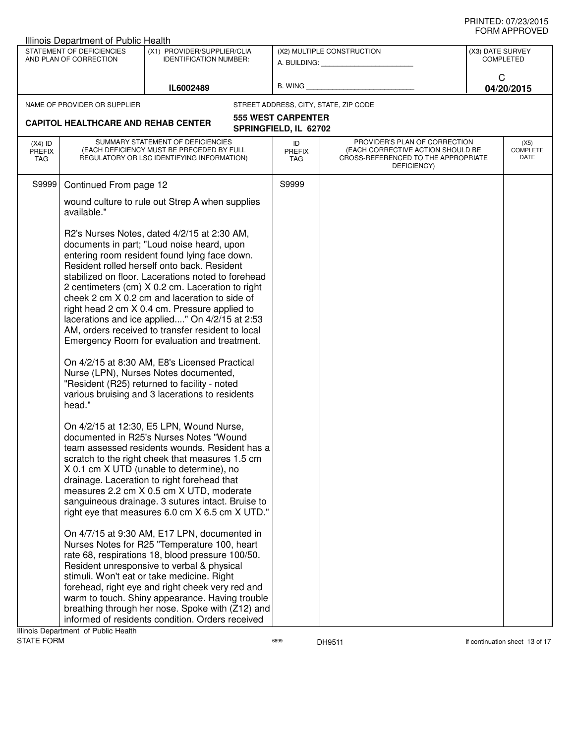PRINTED: 07/23/2015
FORM APPROVED

Illinois Department of Public Health

| STATEMENT OF DEFICIENCIES AND PLAN OF CORRECTION | (X1) PROVIDER/SUPPLIER/CLIA IDENTIFICATION NUMBER: | (X2) MULTIPLE CONSTRUCTION | (X3) DATE SURVEY COMPLETED |
|---|---|---|---|
| | IL6002489 | A. BUILDING: ______ B. WING ______ | C 04/20/2015 |

NAME OF PROVIDER OR SUPPLIER: **CAPITOL HEALTHCARE AND REHAB CENTER**

STREET ADDRESS, CITY, STATE, ZIP CODE: **555 WEST CARPENTER SPRINGFIELD, IL 62702**

| (X4) ID PREFIX TAG | SUMMARY STATEMENT OF DEFICIENCIES (EACH DEFICIENCY MUST BE PRECEDED BY FULL REGULATORY OR LSC IDENTIFYING INFORMATION) | ID PREFIX TAG | PROVIDER'S PLAN OF CORRECTION (EACH CORRECTIVE ACTION SHOULD BE CROSS-REFERENCED TO THE APPROPRIATE DEFICIENCY) | (X5) COMPLETE DATE |
|---|---|---|---|---|
| S9999 | Continued From page 12 | S9999 | | |

wound culture to rule out Strep A when supplies available."

R2's Nurses Notes, dated 4/2/15 at 2:30 AM, documents in part; "Loud noise heard, upon entering room resident found lying face down. Resident rolled herself onto back. Resident stabilized on floor. Lacerations noted to forehead 2 centimeters (cm) X 0.2 cm. Laceration to right cheek 2 cm X 0.2 cm and laceration to side of right head 2 cm X 0.4 cm. Pressure applied to lacerations and ice applied...." On 4/2/15 at 2:53 AM, orders received to transfer resident to local Emergency Room for evaluation and treatment.

On 4/2/15 at 8:30 AM, E8's Licensed Practical Nurse (LPN), Nurses Notes documented, "Resident (R25) returned to facility - noted various bruising and 3 lacerations to residents head."

On 4/2/15 at 12:30, E5 LPN, Wound Nurse, documented in R25's Nurses Notes "Wound team assessed residents wounds. Resident has a scratch to the right cheek that measures 1.5 cm X 0.1 cm X UTD (unable to determine), no drainage. Laceration to right forehead that measures 2.2 cm X 0.5 cm X UTD, moderate sanguineous drainage. 3 sutures intact. Bruise to right eye that measures 6.0 cm X 6.5 cm X UTD."

On 4/7/15 at 9:30 AM, E17 LPN, documented in Nurses Notes for R25 "Temperature 100, heart rate 68, respirations 18, blood pressure 100/50. Resident unresponsive to verbal & physical stimuli. Won't eat or take medicine. Right forehead, right eye and right cheek very red and warm to touch. Shiny appearance. Having trouble breathing through her nose. Spoke with (Z12) and informed of residents condition. Orders received

Illinois Department of Public Health
STATE FORM 6899 DH9511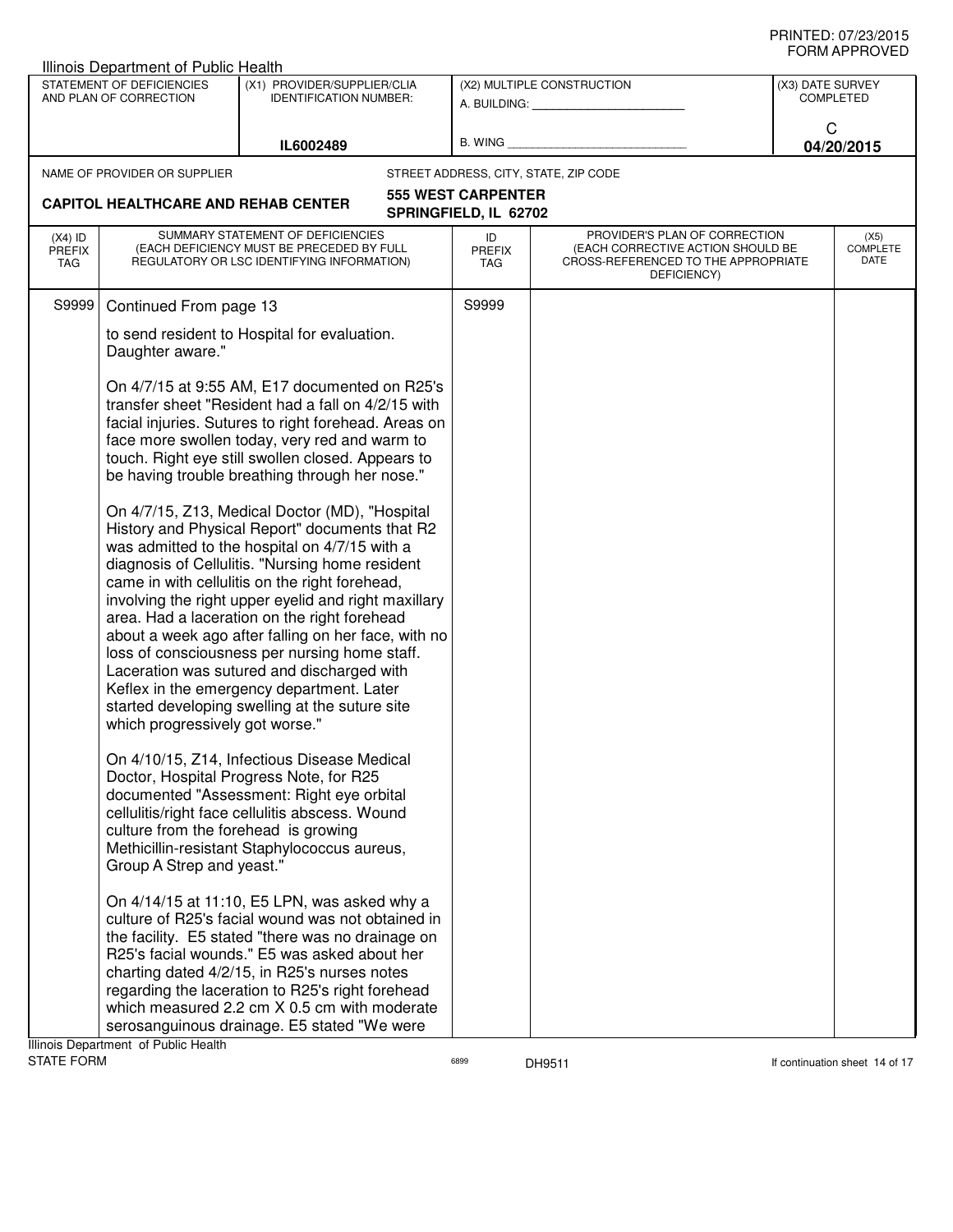Illinois Department of Public Health

| STATEMENT OF DEFICIENCIES AND PLAN OF CORRECTION | (X1) PROVIDER/SUPPLIER/CLIA IDENTIFICATION NUMBER: | (X2) MULTIPLE CONSTRUCTION | (X3) DATE SURVEY COMPLETED |
|---|---|---|---|
| | IL6002489 | A. BUILDING: ______ B. WING ______ | C 04/20/2015 |

NAME OF PROVIDER OR SUPPLIER: **CAPITOL HEALTHCARE AND REHAB CENTER**

STREET ADDRESS, CITY, STATE, ZIP CODE: **555 WEST CARPENTER SPRINGFIELD, IL 62702**

| (X4) ID PREFIX TAG | SUMMARY STATEMENT OF DEFICIENCIES (EACH DEFICIENCY MUST BE PRECEDED BY FULL REGULATORY OR LSC IDENTIFYING INFORMATION) | ID PREFIX TAG | PROVIDER'S PLAN OF CORRECTION (EACH CORRECTIVE ACTION SHOULD BE CROSS-REFERENCED TO THE APPROPRIATE DEFICIENCY) | (X5) COMPLETE DATE |
|---|---|---|---|---|
| S9999 | Continued From page 13 | S9999 | | |

to send resident to Hospital for evaluation. Daughter aware."

On 4/7/15 at 9:55 AM, E17 documented on R25's transfer sheet "Resident had a fall on 4/2/15 with facial injuries. Sutures to right forehead. Areas on face more swollen today, very red and warm to touch. Right eye still swollen closed. Appears to be having trouble breathing through her nose."

On 4/7/15, Z13, Medical Doctor (MD), "Hospital History and Physical Report" documents that R2 was admitted to the hospital on 4/7/15 with a diagnosis of Cellulitis. "Nursing home resident came in with cellulitis on the right forehead, involving the right upper eyelid and right maxillary area. Had a laceration on the right forehead about a week ago after falling on her face, with no loss of consciousness per nursing home staff. Laceration was sutured and discharged with Keflex in the emergency department. Later started developing swelling at the suture site which progressively got worse."

On 4/10/15, Z14, Infectious Disease Medical Doctor, Hospital Progress Note, for R25 documented "Assessment: Right eye orbital cellulitis/right face cellulitis abscess. Wound culture from the forehead is growing Methicillin-resistant Staphylococcus aureus, Group A Strep and yeast."

On 4/14/15 at 11:10, E5 LPN, was asked why a culture of R25's facial wound was not obtained in the facility. E5 stated "there was no drainage on R25's facial wounds." E5 was asked about her charting dated 4/2/15, in R25's nurses notes regarding the laceration to R25's right forehead which measured 2.2 cm X 0.5 cm with moderate serosanguinous drainage. E5 stated "We were

Illinois Department of Public Health
STATE FORM 6899 DH9511 If continuation sheet 14 of 17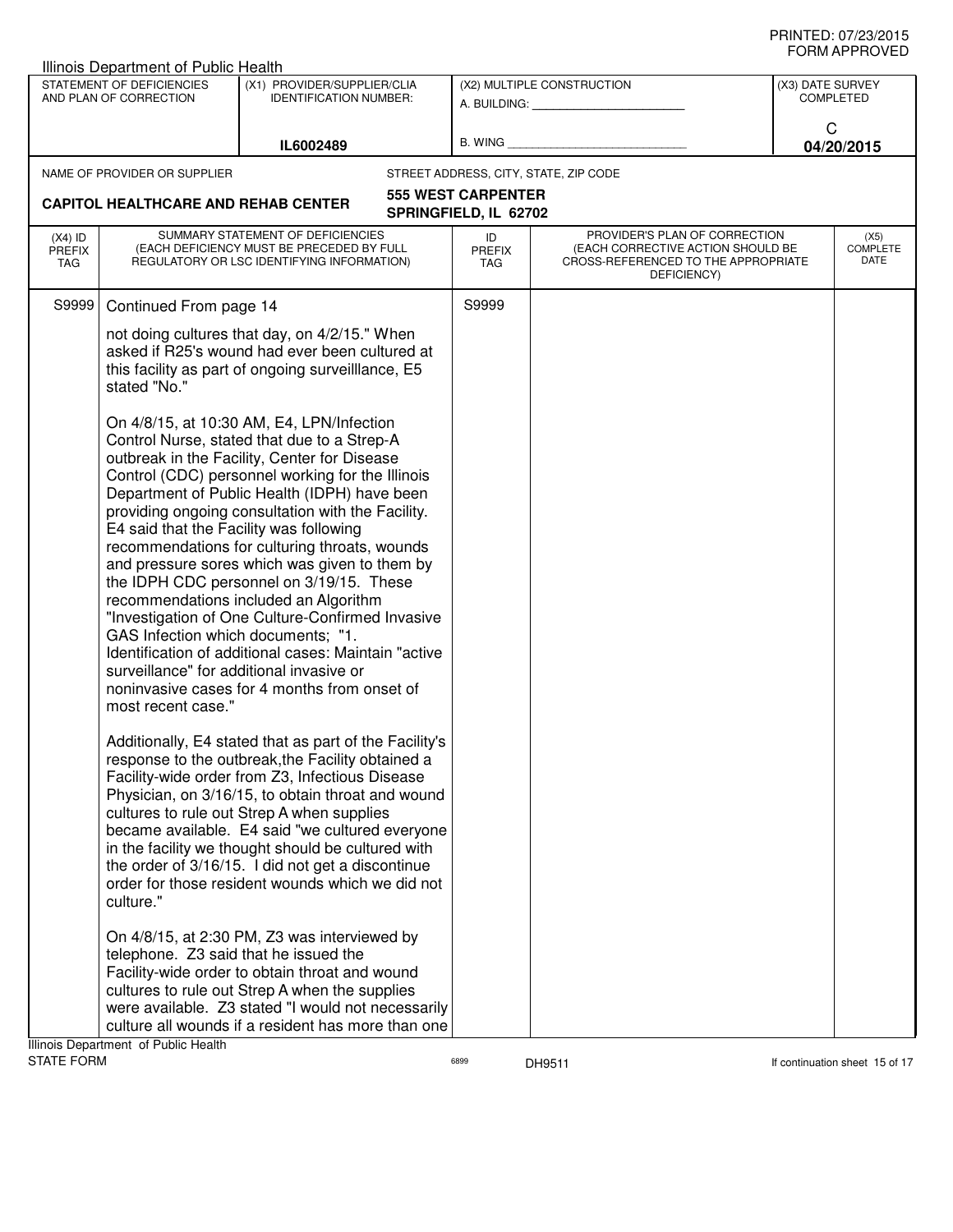Illinois Department of Public Health

| STATEMENT OF DEFICIENCIES AND PLAN OF CORRECTION | (X1) PROVIDER/SUPPLIER/CLIA IDENTIFICATION NUMBER: | (X2) MULTIPLE CONSTRUCTION | (X3) DATE SURVEY COMPLETED |
|---|---|---|---|
| | IL6002489 | A. BUILDING: ______ B. WING ______ | C 04/20/2015 |

NAME OF PROVIDER OR SUPPLIER: **CAPITOL HEALTHCARE AND REHAB CENTER**

STREET ADDRESS, CITY, STATE, ZIP CODE: **555 WEST CARPENTER SPRINGFIELD, IL 62702**

| (X4) ID PREFIX TAG | SUMMARY STATEMENT OF DEFICIENCIES (EACH DEFICIENCY MUST BE PRECEDED BY FULL REGULATORY OR LSC IDENTIFYING INFORMATION) | ID PREFIX TAG | PROVIDER'S PLAN OF CORRECTION (EACH CORRECTIVE ACTION SHOULD BE CROSS-REFERENCED TO THE APPROPRIATE DEFICIENCY) | (X5) COMPLETE DATE |
|---|---|---|---|---|
| S9999 | Continued From page 14 | S9999 | | |

not doing cultures that day, on 4/2/15." When asked if R25's wound had ever been cultured at this facility as part of ongoing surveilllance, E5 stated "No."

On 4/8/15, at 10:30 AM, E4, LPN/Infection Control Nurse, stated that due to a Strep-A outbreak in the Facility, Center for Disease Control (CDC) personnel working for the Illinois Department of Public Health (IDPH) have been providing ongoing consultation with the Facility. E4 said that the Facility was following recommendations for culturing throats, wounds and pressure sores which was given to them by the IDPH CDC personnel on 3/19/15. These recommendations included an Algorithm "Investigation of One Culture-Confirmed Invasive GAS Infection which documents; "1. Identification of additional cases: Maintain "active surveillance" for additional invasive or noninvasive cases for 4 months from onset of most recent case."

Additionally, E4 stated that as part of the Facility's response to the outbreak,the Facility obtained a Facility-wide order from Z3, Infectious Disease Physician, on 3/16/15, to obtain throat and wound cultures to rule out Strep A when supplies became available. E4 said "we cultured everyone in the facility we thought should be cultured with the order of 3/16/15. I did not get a discontinue order for those resident wounds which we did not culture."

On 4/8/15, at 2:30 PM, Z3 was interviewed by telephone. Z3 said that he issued the Facility-wide order to obtain throat and wound cultures to rule out Strep A when the supplies were available. Z3 stated "I would not necessarily culture all wounds if a resident has more than one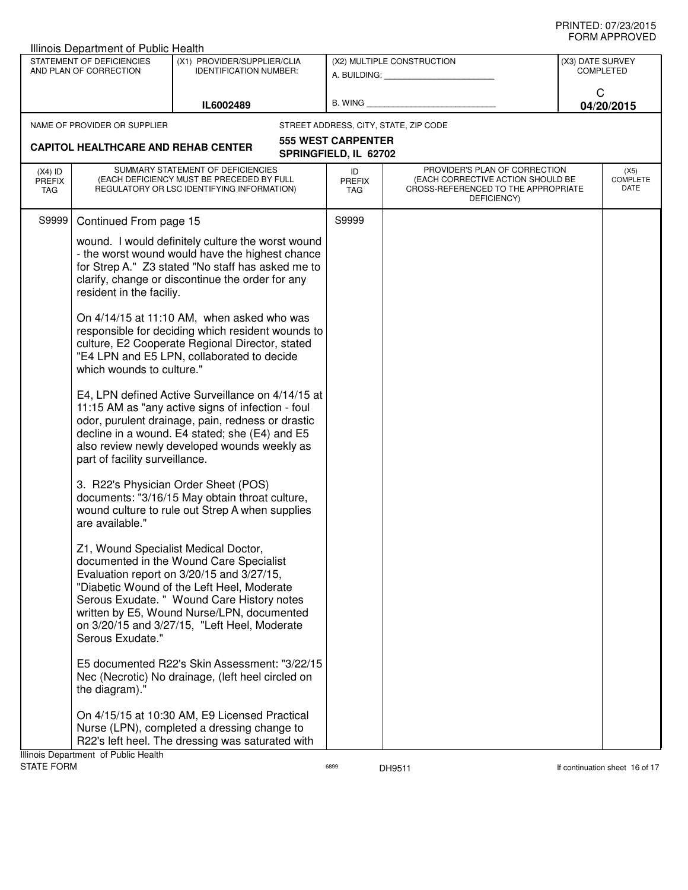Illinois Department of Public Health

| STATEMENT OF DEFICIENCIES AND PLAN OF CORRECTION | (X1) PROVIDER/SUPPLIER/CLIA IDENTIFICATION NUMBER: | (X2) MULTIPLE CONSTRUCTION | (X3) DATE SURVEY COMPLETED |
|---|---|---|---|
| | IL6002489 | A. BUILDING: ______ B. WING ______ | C 04/20/2015 |

NAME OF PROVIDER OR SUPPLIER: **CAPITOL HEALTHCARE AND REHAB CENTER**

STREET ADDRESS, CITY, STATE, ZIP CODE: **555 WEST CARPENTER SPRINGFIELD, IL 62702**

| (X4) ID PREFIX TAG | SUMMARY STATEMENT OF DEFICIENCIES (EACH DEFICIENCY MUST BE PRECEDED BY FULL REGULATORY OR LSC IDENTIFYING INFORMATION) | ID PREFIX TAG | PROVIDER'S PLAN OF CORRECTION (EACH CORRECTIVE ACTION SHOULD BE CROSS-REFERENCED TO THE APPROPRIATE DEFICIENCY) | (X5) COMPLETE DATE |
|---|---|---|---|---|
| S9999 | Continued From page 15 | S9999 | | |

wound. I would definitely culture the worst wound - the worst wound would have the highest chance for Strep A." Z3 stated "No staff has asked me to clarify, change or discontinue the order for any resident in the faciliy.

On 4/14/15 at 11:10 AM, when asked who was responsible for deciding which resident wounds to culture, E2 Cooperate Regional Director, stated "E4 LPN and E5 LPN, collaborated to decide which wounds to culture."

E4, LPN defined Active Surveillance on 4/14/15 at 11:15 AM as "any active signs of infection - foul odor, purulent drainage, pain, redness or drastic decline in a wound. E4 stated; she (E4) and E5 also review newly developed wounds weekly as part of facility surveillance.

3. R22's Physician Order Sheet (POS) documents: "3/16/15 May obtain throat culture, wound culture to rule out Strep A when supplies are available."

Z1, Wound Specialist Medical Doctor, documented in the Wound Care Specialist Evaluation report on 3/20/15 and 3/27/15, "Diabetic Wound of the Left Heel, Moderate Serous Exudate. " Wound Care History notes written by E5, Wound Nurse/LPN, documented on 3/20/15 and 3/27/15, "Left Heel, Moderate Serous Exudate."

E5 documented R22's Skin Assessment: "3/22/15 Nec (Necrotic) No drainage, (left heel circled on the diagram)."

On 4/15/15 at 10:30 AM, E9 Licensed Practical Nurse (LPN), completed a dressing change to R22's left heel. The dressing was saturated with

Illinois Department of Public Health
STATE FORM 6899 DH9511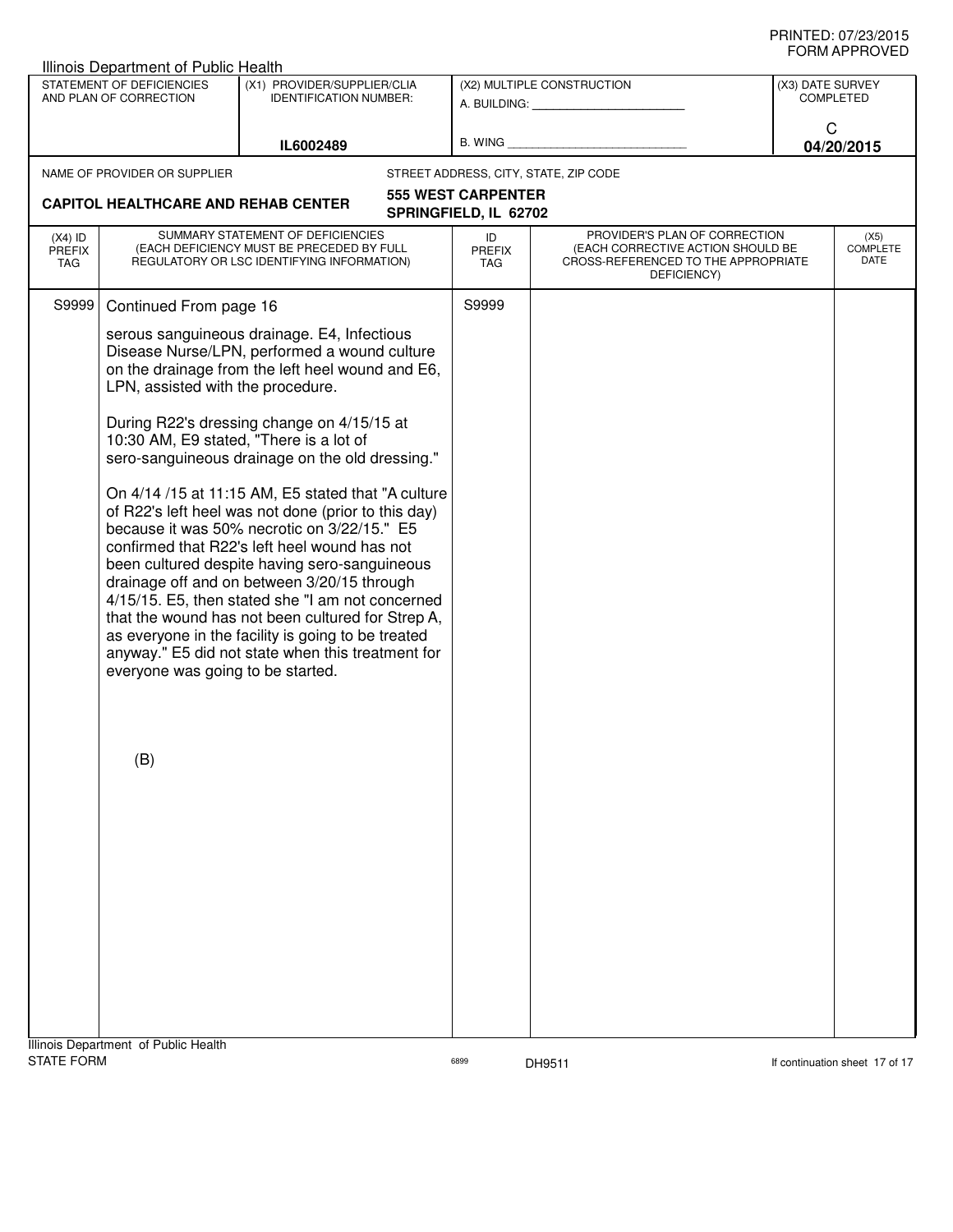Illinois Department of Public Health

| STATEMENT OF DEFICIENCIES AND PLAN OF CORRECTION | (X1) PROVIDER/SUPPLIER/CLIA IDENTIFICATION NUMBER: | (X2) MULTIPLE CONSTRUCTION | (X3) DATE SURVEY COMPLETED |
|---|---|---|---|
| | IL6002489 | A. BUILDING: ________ B. WING ________ | C 04/20/2015 |

NAME OF PROVIDER OR SUPPLIER: **CAPITOL HEALTHCARE AND REHAB CENTER**

STREET ADDRESS, CITY, STATE, ZIP CODE: **555 WEST CARPENTER SPRINGFIELD, IL 62702**

| (X4) ID PREFIX TAG | SUMMARY STATEMENT OF DEFICIENCIES (EACH DEFICIENCY MUST BE PRECEDED BY FULL REGULATORY OR LSC IDENTIFYING INFORMATION) | ID PREFIX TAG | PROVIDER'S PLAN OF CORRECTION (EACH CORRECTIVE ACTION SHOULD BE CROSS-REFERENCED TO THE APPROPRIATE DEFICIENCY) | (X5) COMPLETE DATE |
|---|---|---|---|---|
| S9999 | Continued From page 16 | S9999 | | |

serous sanguineous drainage. E4, Infectious Disease Nurse/LPN, performed a wound culture on the drainage from the left heel wound and E6, LPN, assisted with the procedure.

During R22's dressing change on 4/15/15 at 10:30 AM, E9 stated, "There is a lot of sero-sanguineous drainage on the old dressing."

On 4/14 /15 at 11:15 AM, E5 stated that "A culture of R22's left heel was not done (prior to this day) because it was 50% necrotic on 3/22/15." E5 confirmed that R22's left heel wound has not been cultured despite having sero-sanguineous drainage off and on between 3/20/15 through 4/15/15. E5, then stated she "I am not concerned that the wound has not been cultured for Strep A, as everyone in the facility is going to be treated anyway." E5 did not state when this treatment for everyone was going to be started.

(B)